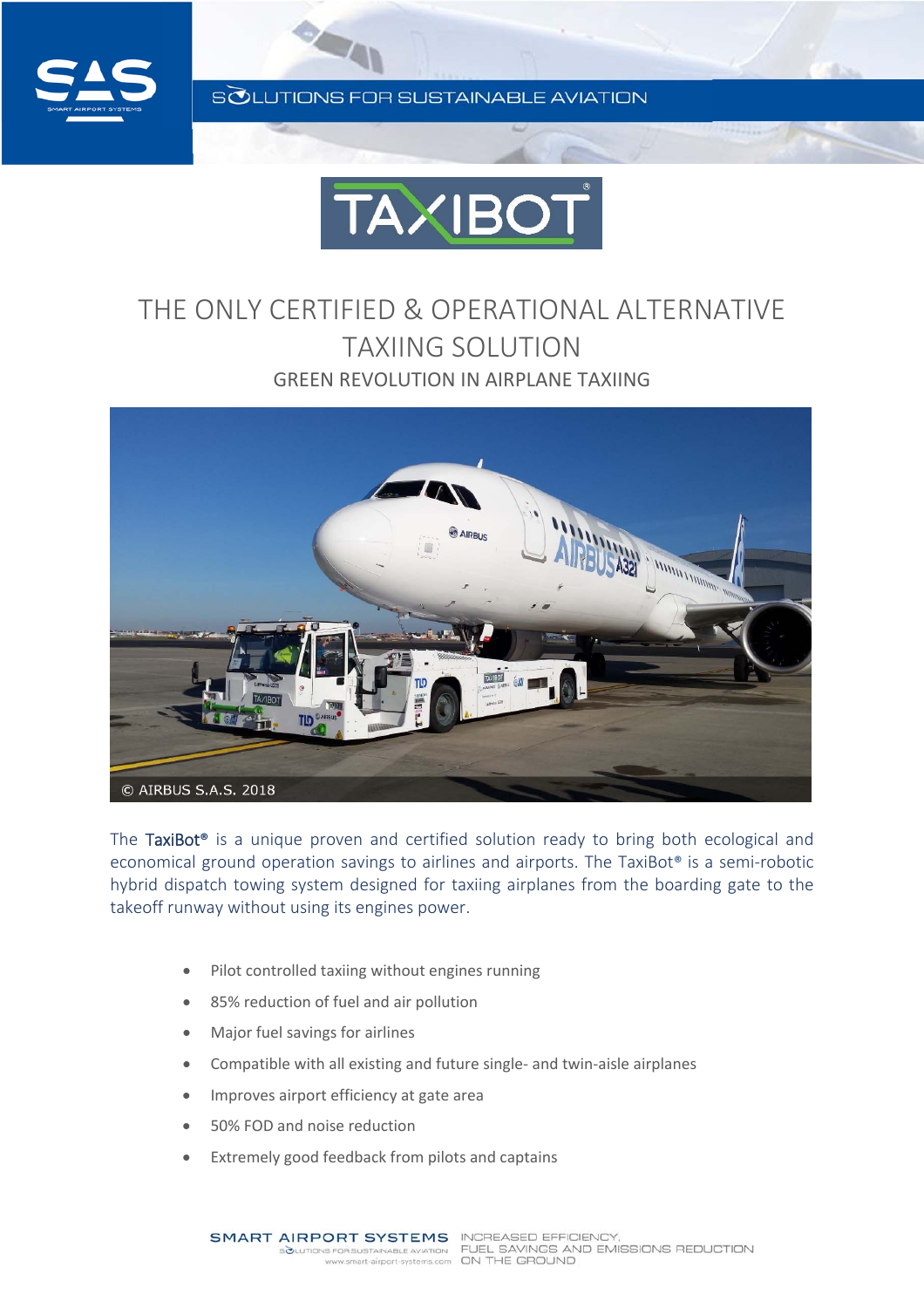SOLUTIONS FOR SUSTAINABLE AVIATION

# TAXIBOT®

## THE ONLY CERTIFIED & OPERATIONAL ALTERNATIVE TAXIING SOLUTION

### GREEN REVOLUTION IN AIRPLANE TAXIING

© AIRBUS S.A.S. 2018

The TaxiBot® is a unique proven and certified solution ready to bring both ecological and economical ground operation savings to airlines and airports. The TaxiBot® is a semi-robotic hybrid dispatch towing system designed for taxiing airplanes from the boarding gate to the takeoff runway without using its engines power.

- Pilot controlled taxiing without engines running
- 85% reduction of fuel and air pollution
- Major fuel savings for airlines
- Compatible with all existing and future single- and twin-aisle airplanes
- Improves airport efficiency at gate area
- 50% FOD and noise reduction
- Extremely good feedback from pilots and captains

SMART AIRPORT SYSTEMS
SOLUTIONS FOR SUSTAINABLE AVIATION
www.smart-airport-systems.com

INCREASED EFFICIENCY, FUEL SAVINGS AND EMISSIONS REDUCTION ON THE GROUND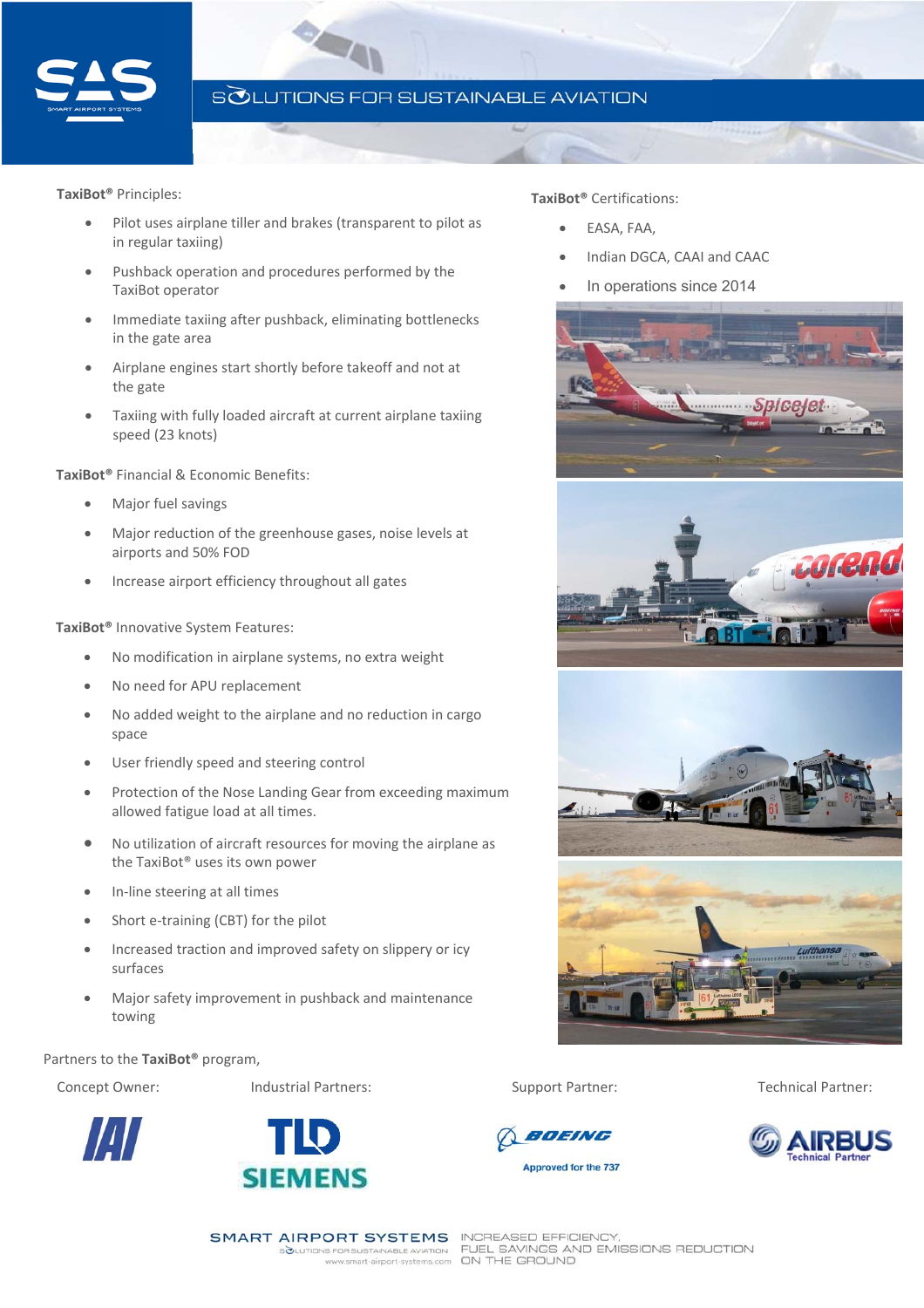SOLUTIONS FOR SUSTAINABLE AVIATION

**TaxiBot®** Principles:

- Pilot uses airplane tiller and brakes (transparent to pilot as in regular taxiing)
- Pushback operation and procedures performed by the TaxiBot operator
- Immediate taxiing after pushback, eliminating bottlenecks in the gate area
- Airplane engines start shortly before takeoff and not at the gate
- Taxiing with fully loaded aircraft at current airplane taxiing speed (23 knots)

**TaxiBot®** Financial & Economic Benefits:

- Major fuel savings
- Major reduction of the greenhouse gases, noise levels at airports and 50% FOD
- Increase airport efficiency throughout all gates

**TaxiBot®** Innovative System Features:

- No modification in airplane systems, no extra weight
- No need for APU replacement
- No added weight to the airplane and no reduction in cargo space
- User friendly speed and steering control
- Protection of the Nose Landing Gear from exceeding maximum allowed fatigue load at all times.
- No utilization of aircraft resources for moving the airplane as the TaxiBot® uses its own power
- In-line steering at all times
- Short e-training (CBT) for the pilot
- Increased traction and improved safety on slippery or icy surfaces
- Major safety improvement in pushback and maintenance towing

**TaxiBot®** Certifications:

- EASA, FAA,
- Indian DGCA, CAAI and CAAC
- In operations since 2014

Partners to the **TaxiBot®** program,

Concept Owner: IAI

Industrial Partners: TLD, SIEMENS

Support Partner: BOEING — Approved for the 737

Technical Partner: AIRBUS Technical Partner

SMART AIRPORT SYSTEMS — SOLUTIONS FOR SUSTAINABLE AVIATION — www.smart-airport-systems.com

INCREASED EFFICIENCY, FUEL SAVINGS AND EMISSIONS REDUCTION ON THE GROUND